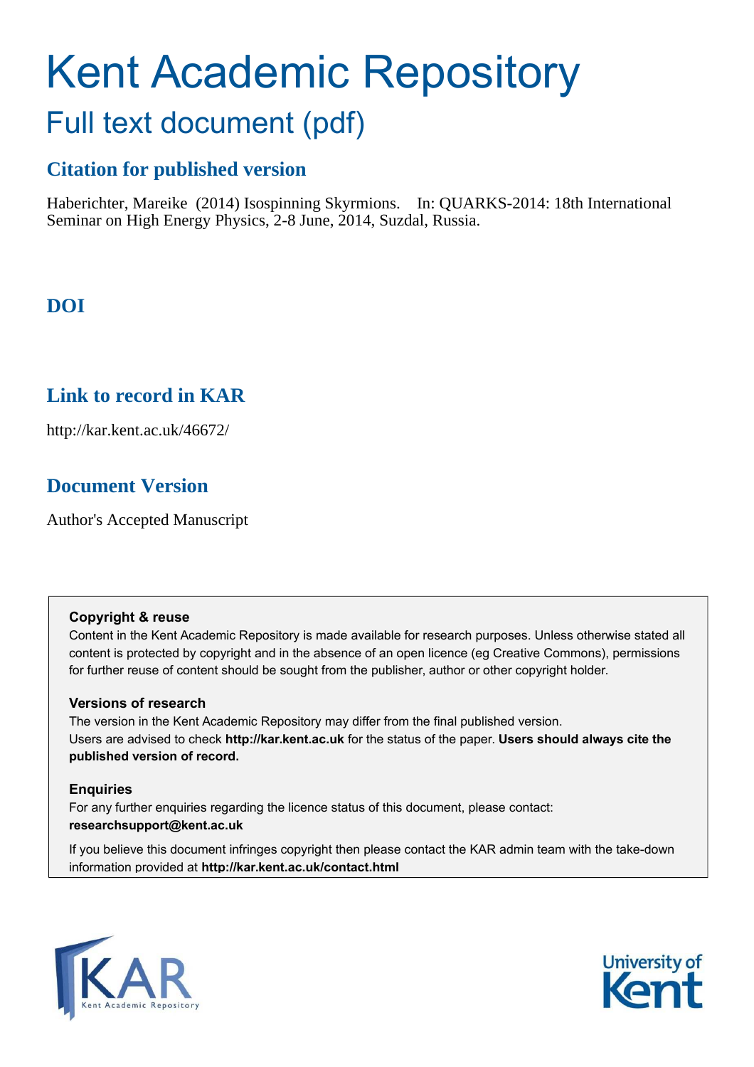# Kent Academic Repository

## Full text document (pdf)

## Citation for published version

Haberichter, Mareike (2014) Isospinning Skyrmions. In: QUARKS-2014: 18th International Seminar on High Energy Physics, 2-8 June, 2014, Suzdal, Russia.

## DOI

## Link to record in KAR

http://kar.kent.ac.uk/46672/

## Document Version

Author's Accepted Manuscript

**Copyright & reuse**

Content in the Kent Academic Repository is made available for research purposes. Unless otherwise stated all content is protected by copyright and in the absence of an open licence (eg Creative Commons), permissions for further reuse of content should be sought from the publisher, author or other copyright holder.

**Versions of research**

The version in the Kent Academic Repository may differ from the final published version. Users are advised to check **http://kar.kent.ac.uk** for the status of the paper. **Users should always cite the published version of record.**

**Enquiries**

For any further enquiries regarding the licence status of this document, please contact: **researchsupport@kent.ac.uk**

If you believe this document infringes copyright then please contact the KAR admin team with the take-down information provided at **http://kar.kent.ac.uk/contact.html**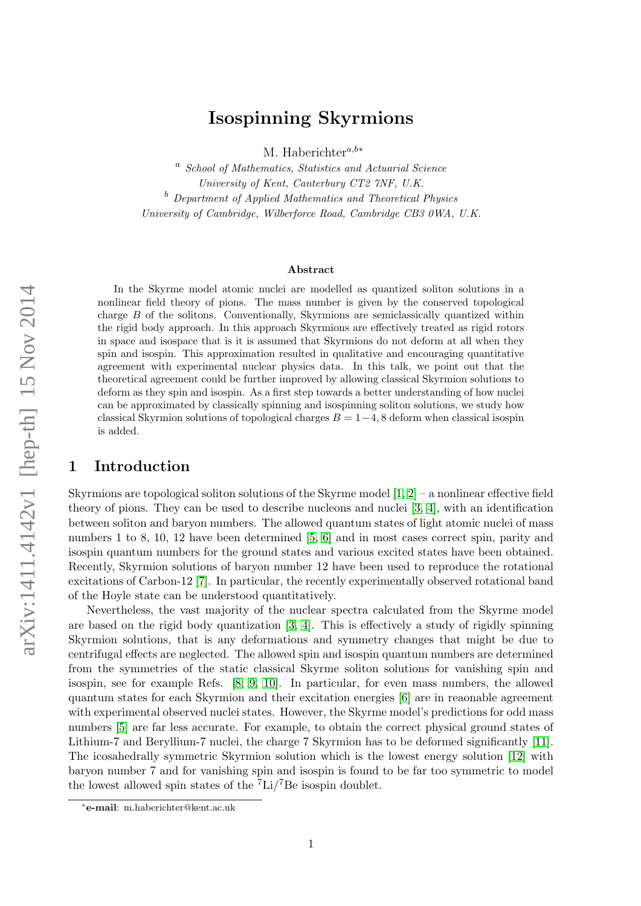# Isospinning Skyrmions

M. Haberichter[a,b*]

[a] *School of Mathematics, Statistics and Actuarial Science*
*University of Kent, Canterbury CT2 7NF, U.K.*
[b] *Department of Applied Mathematics and Theoretical Physics*
*University of Cambridge, Wilberforce Road, Cambridge CB3 0WA, U.K.*

### Abstract

In the Skyrme model atomic nuclei are modelled as quantized soliton solutions in a nonlinear field theory of pions. The mass number is given by the conserved topological charge $B$ of the solitons. Conventionally, Skyrmions are semiclassically quantized within the rigid body approach. In this approach Skyrmions are effectively treated as rigid rotors in space and isospace that is it is assumed that Skyrmions do not deform at all when they spin and isospin. This approximation resulted in qualitative and encouraging quantitative agreement with experimental nuclear physics data. In this talk, we point out that the theoretical agreement could be further improved by allowing classical Skyrmion solutions to deform as they spin and isospin. As a first step towards a better understanding of how nuclei can be approximated by classically spinning and isospinning soliton solutions, we study how classical Skyrmion solutions of topological charges $B = 1-4, 8$ deform when classical isospin is added.

## 1 Introduction

Skyrmions are topological soliton solutions of the Skyrme model [1, 2] – a nonlinear effective field theory of pions. They can be used to describe nucleons and nuclei [3, 4], with an identification between soliton and baryon numbers. The allowed quantum states of light atomic nuclei of mass numbers 1 to 8, 10, 12 have been determined [5, 6] and in most cases correct spin, parity and isospin quantum numbers for the ground states and various excited states have been obtained. Recently, Skyrmion solutions of baryon number 12 have been used to reproduce the rotational excitations of Carbon-12 [7]. In particular, the recently experimentally observed rotational band of the Hoyle state can be understood quantitatively.

Nevertheless, the vast majority of the nuclear spectra calculated from the Skyrme model are based on the rigid body quantization [3, 4]. This is effectively a study of rigidly spinning Skyrmion solutions, that is any deformations and symmetry changes that might be due to centrifugal effects are neglected. The allowed spin and isospin quantum numbers are determined from the symmetries of the static classical Skyrme soliton solutions for vanishing spin and isospin, see for example Refs. [8, 9, 10]. In particular, for even mass numbers, the allowed quantum states for each Skyrmion and their excitation energies [6] are in reaonable agreement with experimental observed nuclei states. However, the Skyrme model's predictions for odd mass numbers [5] are far less accurate. For example, to obtain the correct physical ground states of Lithium-7 and Beryllium-7 nuclei, the charge 7 Skyrmion has to be deformed significantly [11]. The icosahedrally symmetric Skyrmion solution which is the lowest energy solution [12] with baryon number 7 and for vanishing spin and isospin is found to be far too symmetric to model the lowest allowed spin states of the $^{7}$Li/$^{7}$Be isospin doublet.

---

*e-mail: m.haberichter@kent.ac.uk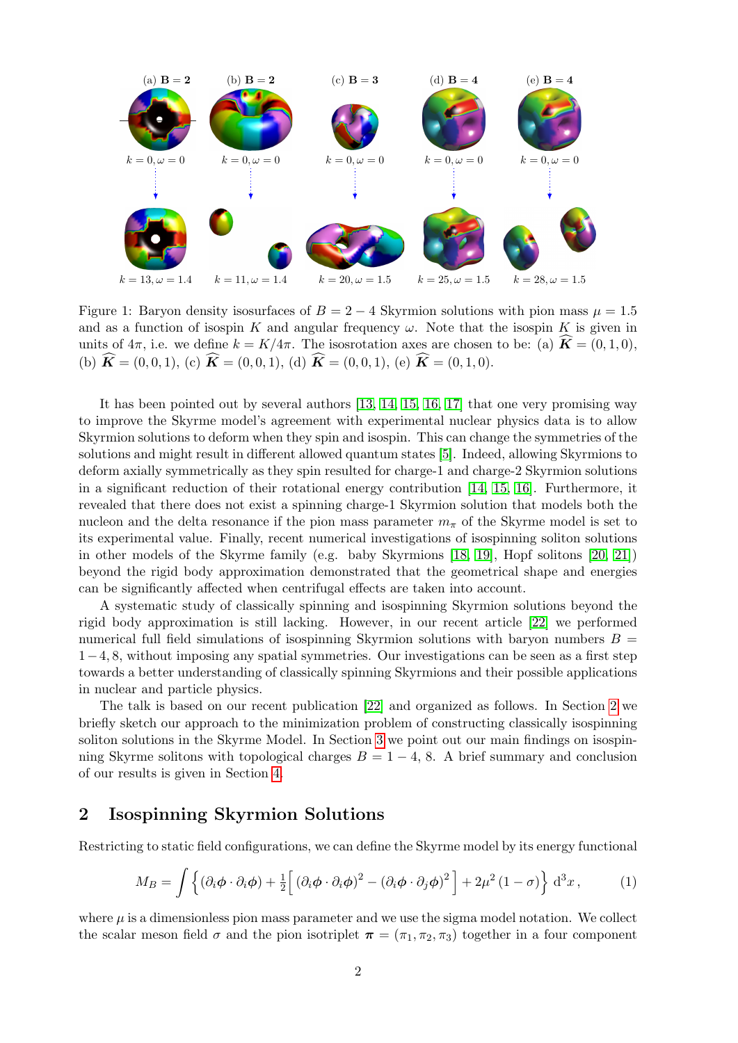(a) $\mathbf{B = 2}$ (b) $\mathbf{B = 2}$ (c) $\mathbf{B = 3}$ (d) $\mathbf{B = 4}$ (e) $\mathbf{B = 4}$

$k = 0, \omega = 0$ $k = 0, \omega = 0$ $k = 0, \omega = 0$ $k = 0, \omega = 0$ $k = 0, \omega = 0$

$k = 13, \omega = 1.4$ $k = 11, \omega = 1.4$ $k = 20, \omega = 1.5$ $k = 25, \omega = 1.5$ $k = 28, \omega = 1.5$

Figure 1: Baryon density isosurfaces of $B = 2-4$ Skyrmion solutions with pion mass $\mu = 1.5$ and as a function of isospin $K$ and angular frequency $\omega$. Note that the isospin $K$ is given in units of $4\pi$, i.e. we define $k = K/4\pi$. The isorotation axes are chosen to be: (a) $\widehat{\boldsymbol{K}} = (0, 1, 0)$, (b) $\widehat{\boldsymbol{K}} = (0, 0, 1)$, (c) $\widehat{\boldsymbol{K}} = (0, 0, 1)$, (d) $\widehat{\boldsymbol{K}} = (0, 0, 1)$, (e) $\widehat{\boldsymbol{K}} = (0, 1, 0)$.

It has been pointed out by several authors [13, 14, 15, 16, 17] that one very promising way to improve the Skyrme model's agreement with experimental nuclear physics data is to allow Skyrmion solutions to deform when they spin and isospin. This can change the symmetries of the solutions and might result in different allowed quantum states [5]. Indeed, allowing Skyrmions to deform axially symmetrically as they spin resulted for charge-1 and charge-2 Skyrmion solutions in a significant reduction of their rotational energy contribution [14, 15, 16]. Furthermore, it revealed that there does not exist a spinning charge-1 Skyrmion solution that models both the nucleon and the delta resonance if the pion mass parameter $m_\pi$ of the Skyrme model is set to its experimental value. Finally, recent numerical investigations of isospinning soliton solutions in other models of the Skyrme family (e.g. baby Skyrmions [18, 19], Hopf solitons [20, 21]) beyond the rigid body approximation demonstrated that the geometrical shape and energies can be significantly affected when centrifugal effects are taken into account.

A systematic study of classically spinning and isospinning Skyrmion solutions beyond the rigid body approximation is still lacking. However, in our recent article [22] we performed numerical full field simulations of isospinning Skyrmion solutions with baryon numbers $B = 1-4, 8$, without imposing any spatial symmetries. Our investigations can be seen as a first step towards a better understanding of classically spinning Skyrmions and their possible applications in nuclear and particle physics.

The talk is based on our recent publication [22] and organized as follows. In Section 2 we briefly sketch our approach to the minimization problem of constructing classically isospinning soliton solutions in the Skyrme Model. In Section 3 we point out our main findings on isospinning Skyrme solitons with topological charges $B = 1-4, 8$. A brief summary and conclusion of our results is given in Section 4.

## 2 Isospinning Skyrmion Solutions

Restricting to static field configurations, we can define the Skyrme model by its energy functional

$$M_B = \int \left\{ (\partial_i \boldsymbol{\phi} \cdot \partial_i \boldsymbol{\phi}) + \tfrac{1}{2} \Big[ (\partial_i \boldsymbol{\phi} \cdot \partial_i \boldsymbol{\phi})^2 - (\partial_i \boldsymbol{\phi} \cdot \partial_j \boldsymbol{\phi})^2 \Big] + 2\mu^2 (1 - \sigma) \right\} \mathrm{d}^3 x \,, \tag{1}$$

where $\mu$ is a dimensionless pion mass parameter and we use the sigma model notation. We collect the scalar meson field $\sigma$ and the pion isotriplet $\boldsymbol{\pi} = (\pi_1, \pi_2, \pi_3)$ together in a four component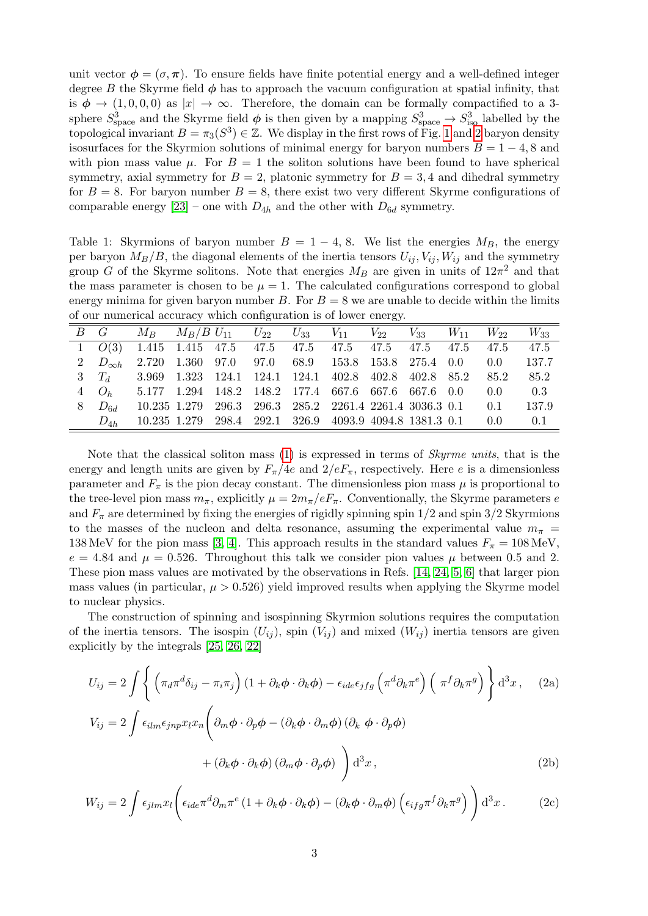unit vector $\boldsymbol{\phi} = (\sigma, \boldsymbol{\pi})$. To ensure fields have finite potential energy and a well-defined integer degree $B$ the Skyrme field $\boldsymbol{\phi}$ has to approach the vacuum configuration at spatial infinity, that is $\boldsymbol{\phi} \to (1, 0, 0, 0)$ as $|x| \to \infty$. Therefore, the domain can be formally compactified to a 3-sphere $S^3_{\rm space}$ and the Skyrme field $\boldsymbol{\phi}$ is then given by a mapping $S^3_{\rm space} \to S^3_{\rm iso}$ labelled by the topological invariant $B = \pi_3(S^3) \in \mathbb{Z}$. We display in the first rows of Fig. 1 and 2 baryon density isosurfaces for the Skyrmion solutions of minimal energy for baryon numbers $B = 1-4, 8$ and with pion mass value $\mu$. For $B = 1$ the soliton solutions have been found to have spherical symmetry, axial symmetry for $B = 2$, platonic symmetry for $B = 3, 4$ and dihedral symmetry for $B = 8$. For baryon number $B = 8$, there exist two very different Skyrme configurations of comparable energy [23] – one with $D_{4h}$ and the other with $D_{6d}$ symmetry.

Table 1: Skyrmions of baryon number $B = 1-4, 8$. We list the energies $M_B$, the energy per baryon $M_B/B$, the diagonal elements of the inertia tensors $U_{ij}, V_{ij}, W_{ij}$ and the symmetry group $G$ of the Skyrme solitons. Note that energies $M_B$ are given in units of $12\pi^2$ and that the mass parameter is chosen to be $\mu = 1$. The calculated configurations correspond to global energy minima for given baryon number $B$. For $B = 8$ we are unable to decide within the limits of our numerical accuracy which configuration is of lower energy.

| $B$ | $G$ | $M_B$ | $M_B/B$ | $U_{11}$ | $U_{22}$ | $U_{33}$ | $V_{11}$ | $V_{22}$ | $V_{33}$ | $W_{11}$ | $W_{22}$ | $W_{33}$ |
|---|---|---|---|---|---|---|---|---|---|---|---|---|
| 1 | $O(3)$ | 1.415 | 1.415 | 47.5 | 47.5 | 47.5 | 47.5 | 47.5 | 47.5 | 47.5 | 47.5 | 47.5 |
| 2 | $D_{\infty h}$ | 2.720 | 1.360 | 97.0 | 97.0 | 68.9 | 153.8 | 153.8 | 275.4 | 0.0 | 0.0 | 137.7 |
| 3 | $T_d$ | 3.969 | 1.323 | 124.1 | 124.1 | 124.1 | 402.8 | 402.8 | 402.8 | 85.2 | 85.2 | 85.2 |
| 4 | $O_h$ | 5.177 | 1.294 | 148.2 | 148.2 | 177.4 | 667.6 | 667.6 | 667.6 | 0.0 | 0.0 | 0.3 |
| 8 | $D_{6d}$ | 10.235 | 1.279 | 296.3 | 296.3 | 285.2 | 2261.4 | 2261.4 | 3036.3 | 0.1 | 0.1 | 137.9 |
| | $D_{4h}$ | 10.235 | 1.279 | 298.4 | 292.1 | 326.9 | 4093.9 | 4094.8 | 1381.3 | 0.1 | 0.0 | 0.1 |

Note that the classical soliton mass (1) is expressed in terms of *Skyrme units*, that is the energy and length units are given by $F_\pi/4e$ and $2/eF_\pi$, respectively. Here $e$ is a dimensionless parameter and $F_\pi$ is the pion decay constant. The dimensionless pion mass $\mu$ is proportional to the tree-level pion mass $m_\pi$, explicitly $\mu = 2m_\pi/eF_\pi$. Conventionally, the Skyrme parameters $e$ and $F_\pi$ are determined by fixing the energies of rigidly spinning spin 1/2 and spin 3/2 Skyrmions to the masses of the nucleon and delta resonance, assuming the experimental value $m_\pi = 138\,\text{MeV}$ for the pion mass [3, 4]. This approach results in the standard values $F_\pi = 108\,\text{MeV}$, $e = 4.84$ and $\mu = 0.526$. Throughout this talk we consider pion values $\mu$ between 0.5 and 2. These pion mass values are motivated by the observations in Refs. [14, 24, 5, 6] that larger pion mass values (in particular, $\mu > 0.526$) yield improved results when applying the Skyrme model to nuclear physics.

The construction of spinning and isospinning Skyrmion solutions requires the computation of the inertia tensors. The isospin ($U_{ij}$), spin ($V_{ij}$) and mixed ($W_{ij}$) inertia tensors are given explicitly by the integrals [25, 26, 22]

$$U_{ij} = 2\int \left\{ \left(\pi_d \pi^d \delta_{ij} - \pi_i \pi_j\right)\left(1 + \partial_k \boldsymbol{\phi}\cdot\partial_k\boldsymbol{\phi}\right) - \epsilon_{ide}\epsilon_{jfg}\left(\pi^d \partial_k \pi^e\right)\left(\pi^f \partial_k \pi^g\right)\right\} \mathrm{d}^3x\,, \tag{2a}$$

$$V_{ij} = 2\int \epsilon_{ilm}\epsilon_{jnp}x_l x_n \Big( \partial_m\boldsymbol{\phi}\cdot\partial_p\boldsymbol{\phi} - \left(\partial_k\boldsymbol{\phi}\cdot\partial_m\boldsymbol{\phi}\right)\left(\partial_k\boldsymbol{\phi}\cdot\partial_p\boldsymbol{\phi}\right) + \left(\partial_k\boldsymbol{\phi}\cdot\partial_k\boldsymbol{\phi}\right)\left(\partial_m\boldsymbol{\phi}\cdot\partial_p\boldsymbol{\phi}\right) \Big) \mathrm{d}^3x\,, \tag{2b}$$

$$W_{ij} = 2\int \epsilon_{jlm}x_l \Big(\epsilon_{ide}\pi^d\partial_m\pi^e\left(1 + \partial_k\boldsymbol{\phi}\cdot\partial_k\boldsymbol{\phi}\right) - \left(\partial_k\boldsymbol{\phi}\cdot\partial_m\boldsymbol{\phi}\right)\left(\epsilon_{ifg}\pi^f\partial_k\pi^g\right)\Big) \mathrm{d}^3x\,. \tag{2c}$$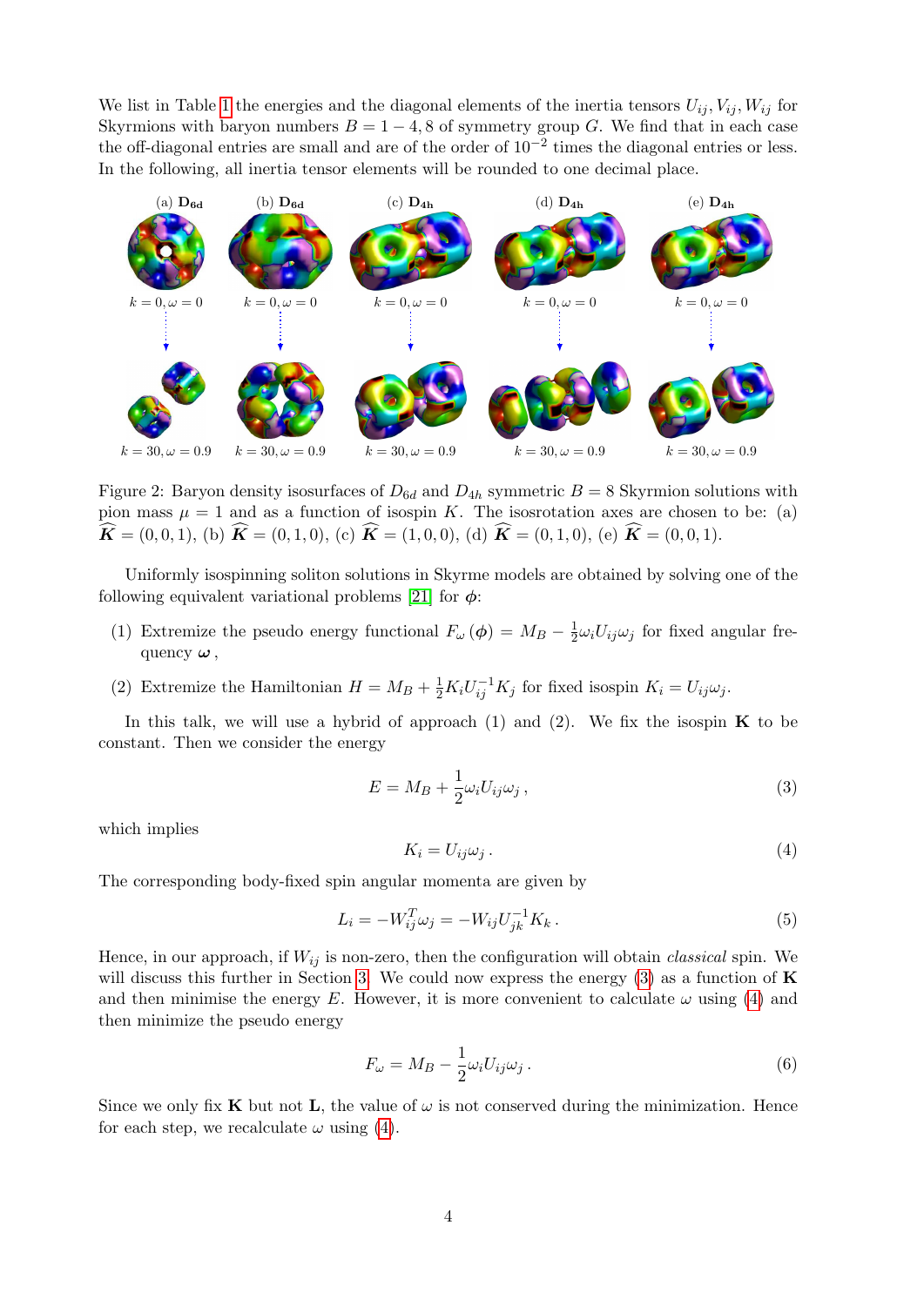We list in Table 1 the energies and the diagonal elements of the inertia tensors $U_{ij}, V_{ij}, W_{ij}$ for Skyrmions with baryon numbers $B = 1-4, 8$ of symmetry group $G$. We find that in each case the off-diagonal entries are small and are of the order of $10^{-2}$ times the diagonal entries or less. In the following, all inertia tensor elements will be rounded to one decimal place.

(a) $\mathbf{D_{6d}}$ (b) $\mathbf{D_{6d}}$ (c) $\mathbf{D_{4h}}$ (d) $\mathbf{D_{4h}}$ (e) $\mathbf{D_{4h}}$

$k = 0, \omega = 0$ $k = 0, \omega = 0$ $k = 0, \omega = 0$ $k = 0, \omega = 0$ $k = 0, \omega = 0$

$k = 30, \omega = 0.9$ $k = 30, \omega = 0.9$ $k = 30, \omega = 0.9$ $k = 30, \omega = 0.9$ $k = 30, \omega = 0.9$

Figure 2: Baryon density isosurfaces of $D_{6d}$ and $D_{4h}$ symmetric $B = 8$ Skyrmion solutions with pion mass $\mu = 1$ and as a function of isospin $K$. The isorotation axes are chosen to be: (a) $\widehat{\boldsymbol{K}} = (0, 0, 1)$, (b) $\widehat{\boldsymbol{K}} = (0, 1, 0)$, (c) $\widehat{\boldsymbol{K}} = (1, 0, 0)$, (d) $\widehat{\boldsymbol{K}} = (0, 1, 0)$, (e) $\widehat{\boldsymbol{K}} = (0, 0, 1)$.

Uniformly isospinning soliton solutions in Skyrme models are obtained by solving one of the following equivalent variational problems [21] for $\boldsymbol{\phi}$:

(1) Extremize the pseudo energy functional $F_\omega(\boldsymbol{\phi}) = M_B - \frac{1}{2}\omega_i U_{ij}\omega_j$ for fixed angular frequency $\boldsymbol{\omega}$,

(2) Extremize the Hamiltonian $H = M_B + \frac{1}{2}K_i U_{ij}^{-1} K_j$ for fixed isospin $K_i = U_{ij}\omega_j$.

In this talk, we will use a hybrid of approach (1) and (2). We fix the isospin $\mathbf{K}$ to be constant. Then we consider the energy

$$E = M_B + \frac{1}{2}\omega_i U_{ij}\omega_j\,, \tag{3}$$

which implies

$$K_i = U_{ij}\omega_j\,. \tag{4}$$

The corresponding body-fixed spin angular momenta are given by

$$L_i = -W_{ij}^T\omega_j = -W_{ij}U_{jk}^{-1}K_k\,. \tag{5}$$

Hence, in our approach, if $W_{ij}$ is non-zero, then the configuration will obtain *classical* spin. We will discuss this further in Section 3. We could now express the energy (3) as a function of $\mathbf{K}$ and then minimise the energy $E$. However, it is more convenient to calculate $\omega$ using (4) and then minimize the pseudo energy

$$F_\omega = M_B - \frac{1}{2}\omega_i U_{ij}\omega_j\,. \tag{6}$$

Since we only fix $\mathbf{K}$ but not $\mathbf{L}$, the value of $\omega$ is not conserved during the minimization. Hence for each step, we recalculate $\omega$ using (4).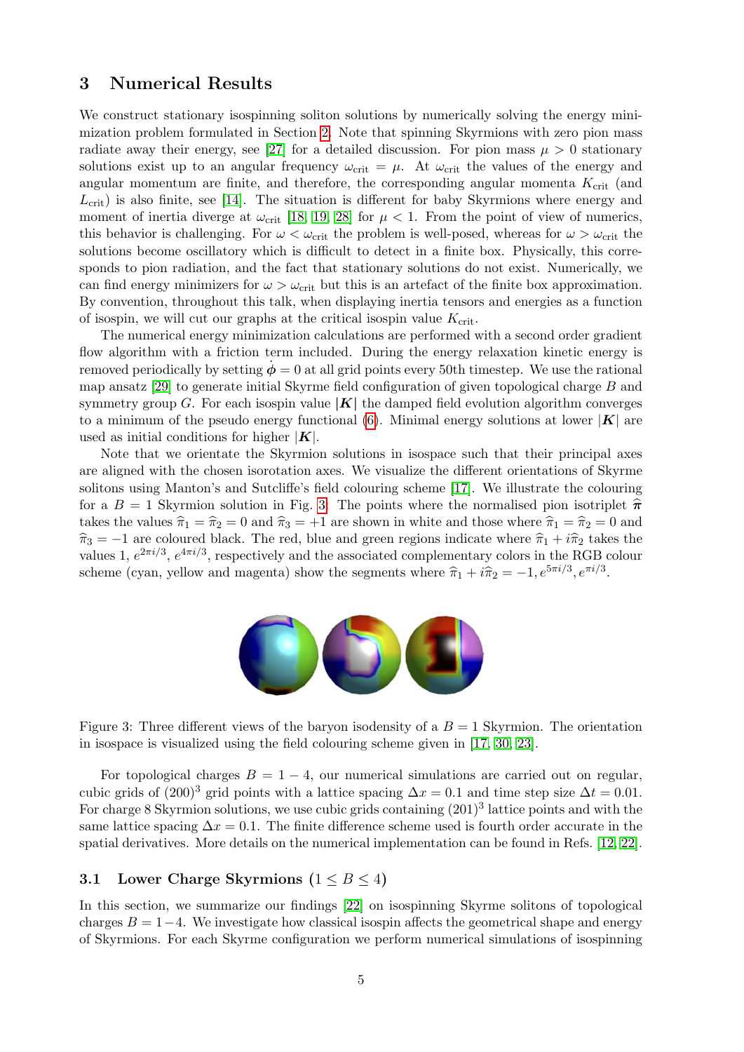## 3 Numerical Results

We construct stationary isospinning soliton solutions by numerically solving the energy minimization problem formulated in Section 2. Note that spinning Skyrmions with zero pion mass radiate away their energy, see [27] for a detailed discussion. For pion mass $\mu > 0$ stationary solutions exist up to an angular frequency $\omega_{\rm crit} = \mu$. At $\omega_{\rm crit}$ the values of the energy and angular momentum are finite, and therefore, the corresponding angular momenta $K_{\rm crit}$ (and $L_{\rm crit}$) is also finite, see [14]. The situation is different for baby Skyrmions where energy and moment of inertia diverge at $\omega_{\rm crit}$ [18, 19, 28] for $\mu < 1$. From the point of view of numerics, this behavior is challenging. For $\omega < \omega_{\rm crit}$ the problem is well-posed, whereas for $\omega > \omega_{\rm crit}$ the solutions become oscillatory which is difficult to detect in a finite box. Physically, this corresponds to pion radiation, and the fact that stationary solutions do not exist. Numerically, we can find energy minimizers for $\omega > \omega_{\rm crit}$ but this is an artefact of the finite box approximation. By convention, throughout this talk, when displaying inertia tensors and energies as a function of isospin, we will cut our graphs at the critical isospin value $K_{\rm crit}$.

The numerical energy minimization calculations are performed with a second order gradient flow algorithm with a friction term included. During the energy relaxation kinetic energy is removed periodically by setting $\dot{\boldsymbol{\phi}} = 0$ at all grid points every 50th timestep. We use the rational map ansatz [29] to generate initial Skyrme field configuration of given topological charge $B$ and symmetry group $G$. For each isospin value $|\boldsymbol{K}|$ the damped field evolution algorithm converges to a minimum of the pseudo energy functional (6). Minimal energy solutions at lower $|\boldsymbol{K}|$ are used as initial conditions for higher $|\boldsymbol{K}|$.

Note that we orientate the Skyrmion solutions in isospace such that their principal axes are aligned with the chosen isorotation axes. We visualize the different orientations of Skyrme solitons using Manton's and Sutcliffe's field colouring scheme [17]. We illustrate the colouring for a $B = 1$ Skyrmion solution in Fig. 3. The points where the normalised pion isotriplet $\widehat{\boldsymbol{\pi}}$ takes the values $\widehat{\pi}_1 = \widehat{\pi}_2 = 0$ and $\widehat{\pi}_3 = +1$ are shown in white and those where $\widehat{\pi}_1 = \widehat{\pi}_2 = 0$ and $\widehat{\pi}_3 = -1$ are coloured black. The red, blue and green regions indicate where $\widehat{\pi}_1 + i\widehat{\pi}_2$ takes the values 1, $e^{2\pi i/3}$, $e^{4\pi i/3}$, respectively and the associated complementary colors in the RGB colour scheme (cyan, yellow and magenta) show the segments where $\widehat{\pi}_1 + i\widehat{\pi}_2 = -1, e^{5\pi i/3}, e^{\pi i/3}$.

Figure 3: Three different views of the baryon isodensity of a $B = 1$ Skyrmion. The orientation in isospace is visualized using the field colouring scheme given in [17, 30, 23].

For topological charges $B = 1-4$, our numerical simulations are carried out on regular, cubic grids of $(200)^3$ grid points with a lattice spacing $\Delta x = 0.1$ and time step size $\Delta t = 0.01$. For charge 8 Skyrmion solutions, we use cubic grids containing $(201)^3$ lattice points and with the same lattice spacing $\Delta x = 0.1$. The finite difference scheme used is fourth order accurate in the spatial derivatives. More details on the numerical implementation can be found in Refs. [12, 22].

### 3.1 Lower Charge Skyrmions $(1 \leq B \leq 4)$

In this section, we summarize our findings [22] on isospinning Skyrme solitons of topological charges $B = 1-4$. We investigate how classical isospin affects the geometrical shape and energy of Skyrmions. For each Skyrme configuration we perform numerical simulations of isospinning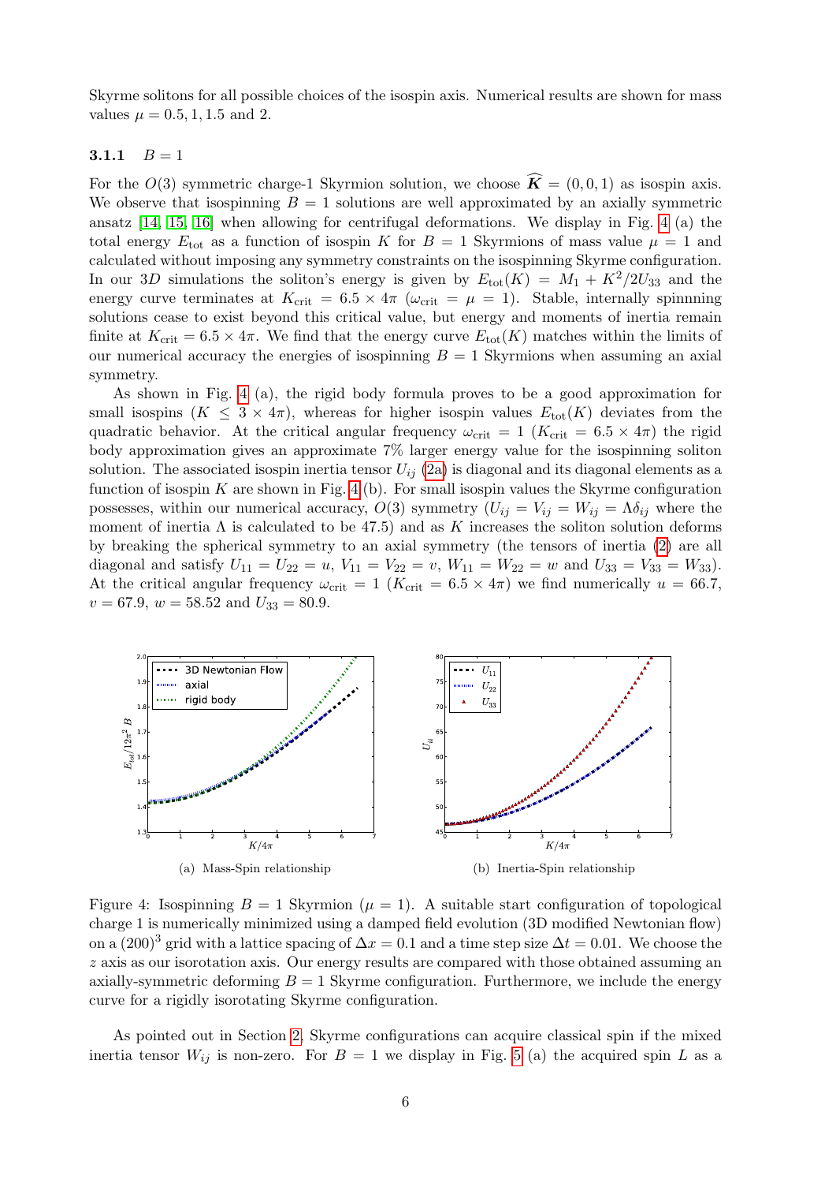Skyrme solitons for all possible choices of the isospin axis. Numerical results are shown for mass values $\mu = 0.5, 1, 1.5$ and 2.

### 3.1.1 $B = 1$

For the $O(3)$ symmetric charge-1 Skyrmion solution, we choose $\widehat{\boldsymbol{K}} = (0, 0, 1)$ as isospin axis. We observe that isospinning $B = 1$ solutions are well approximated by an axially symmetric ansatz [14, 15, 16] when allowing for centrifugal deformations. We display in Fig. 4 (a) the total energy $E_{\rm tot}$ as a function of isospin $K$ for $B = 1$ Skyrmions of mass value $\mu = 1$ and calculated without imposing any symmetry constraints on the isospinning Skyrme configuration. In our $3D$ simulations the soliton's energy is given by $E_{\rm tot}(K) = M_1 + K^2/2U_{33}$ and the energy curve terminates at $K_{\rm crit} = 6.5 \times 4\pi$ ($\omega_{\rm crit} = \mu = 1$). Stable, internally spinnning solutions cease to exist beyond this critical value, but energy and moments of inertia remain finite at $K_{\rm crit} = 6.5 \times 4\pi$. We find that the energy curve $E_{\rm tot}(K)$ matches within the limits of our numerical accuracy the energies of isospinning $B = 1$ Skyrmions when assuming an axial symmetry.

As shown in Fig. 4 (a), the rigid body formula proves to be a good approximation for small isospins ($K \leq 3 \times 4\pi$), whereas for higher isospin values $E_{\rm tot}(K)$ deviates from the quadratic behavior. At the critical angular frequency $\omega_{\rm crit} = 1$ ($K_{\rm crit} = 6.5 \times 4\pi$) the rigid body approximation gives an approximate 7% larger energy value for the isospinning soliton solution. The associated isospin inertia tensor $U_{ij}$ (2a) is diagonal and its diagonal elements as a function of isospin $K$ are shown in Fig. 4 (b). For small isospin values the Skyrme configuration possesses, within our numerical accuracy, $O(3)$ symmetry ($U_{ij} = V_{ij} = W_{ij} = \Lambda\delta_{ij}$ where the moment of inertia $\Lambda$ is calculated to be 47.5) and as $K$ increases the soliton solution deforms by breaking the spherical symmetry to an axial symmetry (the tensors of inertia (2) are all diagonal and satisfy $U_{11} = U_{22} = u$, $V_{11} = V_{22} = v$, $W_{11} = W_{22} = w$ and $U_{33} = V_{33} = W_{33}$). At the critical angular frequency $\omega_{\rm crit} = 1$ ($K_{\rm crit} = 6.5 \times 4\pi$) we find numerically $u = 66.7$, $v = 67.9$, $w = 58.52$ and $U_{33} = 80.9$.

3D Newtonian Flow
axial
rigid body
$E_{tot}/12\pi^2 B$
$K/4\pi$

(a) Mass-Spin relationship

$U_{11}$
$U_{22}$
$U_{33}$
$U_{ii}$
$K/4\pi$

(b) Inertia-Spin relationship

Figure 4: Isospinning $B = 1$ Skyrmion ($\mu = 1$). A suitable start configuration of topological charge 1 is numerically minimized using a damped field evolution (3D modified Newtonian flow) on a $(200)^3$ grid with a lattice spacing of $\Delta x = 0.1$ and a time step size $\Delta t = 0.01$. We choose the $z$ axis as our isorotation axis. Our energy results are compared with those obtained assuming an axially-symmetric deforming $B = 1$ Skyrme configuration. Furthermore, we include the energy curve for a rigidly isorotating Skyrme configuration.

As pointed out in Section 2, Skyrme configurations can acquire classical spin if the mixed inertia tensor $W_{ij}$ is non-zero. For $B = 1$ we display in Fig. 5 (a) the acquired spin $L$ as a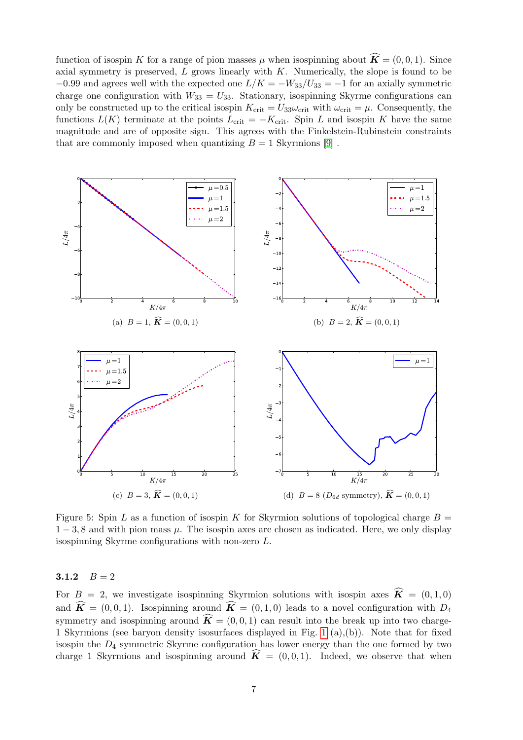function of isospin $K$ for a range of pion masses $\mu$ when isospinning about $\widehat{\boldsymbol{K}} = (0,0,1)$. Since axial symmetry is preserved, $L$ grows linearly with $K$. Numerically, the slope is found to be $-0.99$ and agrees well with the expected one $L/K = -W_{33}/U_{33} = -1$ for an axially symmetric charge one configuration with $W_{33} = U_{33}$. Stationary, isospinning Skyrme configurations can only be constructed up to the critical isospin $K_{\rm crit} = U_{33}\omega_{\rm crit}$ with $\omega_{\rm crit} = \mu$. Consequently, the functions $L(K)$ terminate at the points $L_{\rm crit} = -K_{\rm crit}$. Spin $L$ and isospin $K$ have the same magnitude and are of opposite sign. This agrees with the Finkelstein-Rubinstein constraints that are commonly imposed when quantizing $B = 1$ Skyrmions [9] .

(a) $B = 1$, $\widehat{\boldsymbol{K}} = (0,0,1)$

$L/4\pi$

$K/4\pi$

$\mu = 0.5$
$\mu = 1$
$\mu = 1.5$
$\mu = 2$

(b) $B = 2$, $\widehat{\boldsymbol{K}} = (0,0,1)$

$L/4\pi$

$K/4\pi$

$\mu = 1$
$\mu = 1.5$
$\mu = 2$

(c) $B = 3$, $\widehat{\boldsymbol{K}} = (0,0,1)$

$L/4\pi$

$K/4\pi$

$\mu = 1$
$\mu = 1.5$
$\mu = 2$

(d) $B = 8$ ($D_{6d}$ symmetry), $\widehat{\boldsymbol{K}} = (0,0,1)$

$L/4\pi$

$K/4\pi$

$\mu = 1$

Figure 5: Spin $L$ as a function of isospin $K$ for Skyrmion solutions of topological charge $B = 1-3, 8$ and with pion mass $\mu$. The isospin axes are chosen as indicated. Here, we only display isospinning Skyrme configurations with non-zero $L$.

### 3.1.2 $B = 2$

For $B = 2$, we investigate isospinning Skyrmion solutions with isospin axes $\widehat{\boldsymbol{K}} = (0,1,0)$ and $\widehat{\boldsymbol{K}} = (0,0,1)$. Isospinning around $\widehat{\boldsymbol{K}} = (0,1,0)$ leads to a novel configuration with $D_4$ symmetry and isospinning around $\widehat{\boldsymbol{K}} = (0,0,1)$ can result into the break up into two charge-1 Skyrmions (see baryon density isosurfaces displayed in Fig. 1 (a),(b)). Note that for fixed isospin the $D_4$ symmetric Skyrme configuration has lower energy than the one formed by two charge 1 Skyrmions and isospinning around $\widehat{\boldsymbol{K}} = (0,0,1)$. Indeed, we observe that when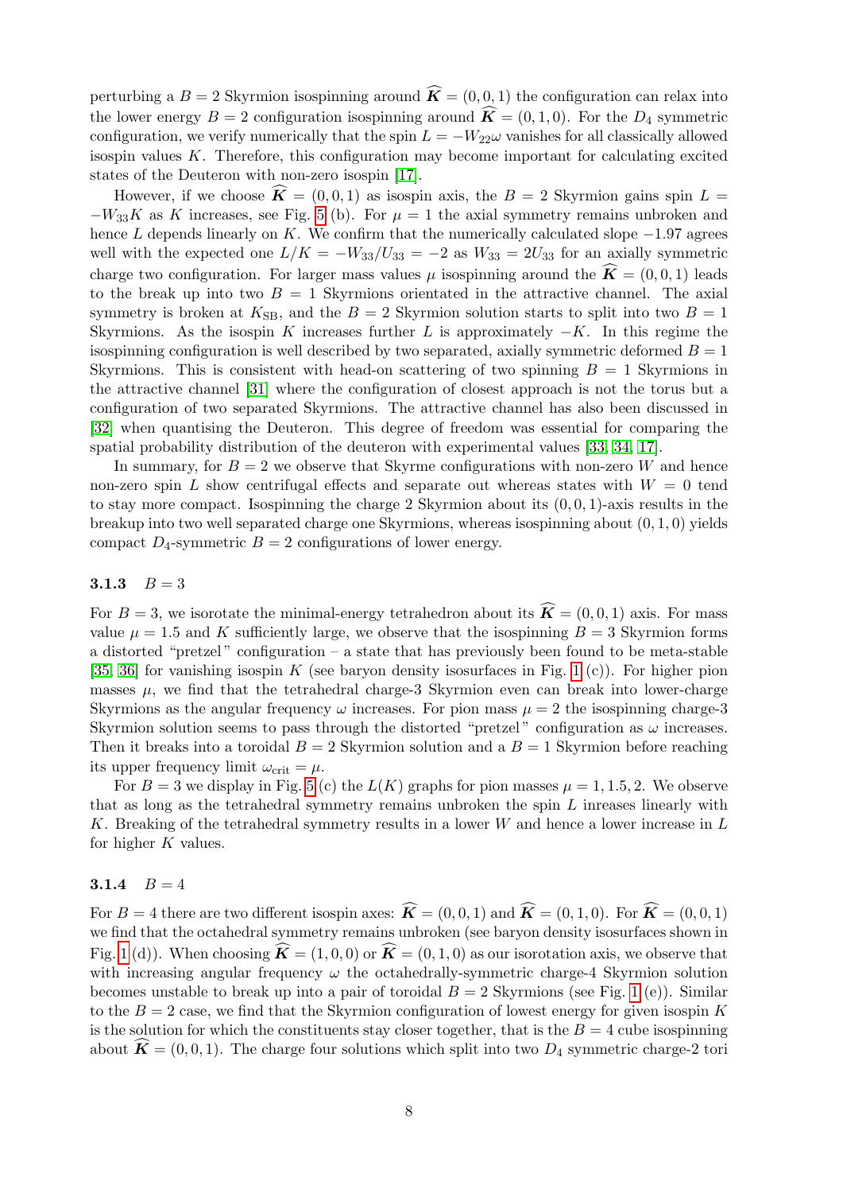perturbing a $B = 2$ Skyrmion isospinning around $\widehat{\boldsymbol{K}} = (0, 0, 1)$ the configuration can relax into the lower energy $B = 2$ configuration isospinning around $\widehat{\boldsymbol{K}} = (0, 1, 0)$. For the $D_4$ symmetric configuration, we verify numerically that the spin $L = -W_{22}\omega$ vanishes for all classically allowed isospin values $K$. Therefore, this configuration may become important for calculating excited states of the Deuteron with non-zero isospin [17].

However, if we choose $\widehat{\boldsymbol{K}} = (0, 0, 1)$ as isospin axis, the $B = 2$ Skyrmion gains spin $L = -W_{33}K$ as $K$ increases, see Fig. 5 (b). For $\mu = 1$ the axial symmetry remains unbroken and hence $L$ depends linearly on $K$. We confirm that the numerically calculated slope $-1.97$ agrees well with the expected one $L/K = -W_{33}/U_{33} = -2$ as $W_{33} = 2U_{33}$ for an axially symmetric charge two configuration. For larger mass values $\mu$ isospinning around the $\widehat{\boldsymbol{K}} = (0, 0, 1)$ leads to the break up into two $B = 1$ Skyrmions orientated in the attractive channel. The axial symmetry is broken at $K_{\text{SB}}$, and the $B = 2$ Skyrmion solution starts to split into two $B = 1$ Skyrmions. As the isospin $K$ increases further $L$ is approximately $-K$. In this regime the isospinning configuration is well described by two separated, axially symmetric deformed $B = 1$ Skyrmions. This is consistent with head-on scattering of two spinning $B = 1$ Skyrmions in the attractive channel [31] where the configuration of closest approach is not the torus but a configuration of two separated Skyrmions. The attractive channel has also been discussed in [32] when quantising the Deuteron. This degree of freedom was essential for comparing the spatial probability distribution of the deuteron with experimental values [33, 34, 17].

In summary, for $B = 2$ we observe that Skyrme configurations with non-zero $W$ and hence non-zero spin $L$ show centrifugal effects and separate out whereas states with $W = 0$ tend to stay more compact. Isospinning the charge 2 Skyrmion about its $(0, 0, 1)$-axis results in the breakup into two well separated charge one Skyrmions, whereas isospinning about $(0, 1, 0)$ yields compact $D_4$-symmetric $B = 2$ configurations of lower energy.

#### 3.1.3 $B = 3$

For $B = 3$, we isorotate the minimal-energy tetrahedron about its $\widehat{\boldsymbol{K}} = (0, 0, 1)$ axis. For mass value $\mu = 1.5$ and $K$ sufficiently large, we observe that the isospinning $B = 3$ Skyrmion forms a distorted "pretzel" configuration – a state that has previously been found to be meta-stable [35, 36] for vanishing isospin $K$ (see baryon density isosurfaces in Fig. 1 (c)). For higher pion masses $\mu$, we find that the tetrahedral charge-3 Skyrmion even can break into lower-charge Skyrmions as the angular frequency $\omega$ increases. For pion mass $\mu = 2$ the isospinning charge-3 Skyrmion solution seems to pass through the distorted "pretzel" configuration as $\omega$ increases. Then it breaks into a toroidal $B = 2$ Skyrmion solution and a $B = 1$ Skyrmion before reaching its upper frequency limit $\omega_{\text{crit}} = \mu$.

For $B = 3$ we display in Fig. 5 (c) the $L(K)$ graphs for pion masses $\mu = 1, 1.5, 2$. We observe that as long as the tetrahedral symmetry remains unbroken the spin $L$ inreases linearly with $K$. Breaking of the tetrahedral symmetry results in a lower $W$ and hence a lower increase in $L$ for higher $K$ values.

#### 3.1.4 $B = 4$

For $B = 4$ there are two different isospin axes: $\widehat{\boldsymbol{K}} = (0, 0, 1)$ and $\widehat{\boldsymbol{K}} = (0, 1, 0)$. For $\widehat{\boldsymbol{K}} = (0, 0, 1)$ we find that the octahedral symmetry remains unbroken (see baryon density isosurfaces shown in Fig. 1 (d)). When choosing $\widehat{\boldsymbol{K}} = (1, 0, 0)$ or $\widehat{\boldsymbol{K}} = (0, 1, 0)$ as our isorotation axis, we observe that with increasing angular frequency $\omega$ the octahedrally-symmetric charge-4 Skyrmion solution becomes unstable to break up into a pair of toroidal $B = 2$ Skyrmions (see Fig. 1 (e)). Similar to the $B = 2$ case, we find that the Skyrmion configuration of lowest energy for given isospin $K$ is the solution for which the constituents stay closer together, that is the $B = 4$ cube isospinning about $\widehat{\boldsymbol{K}} = (0, 0, 1)$. The charge four solutions which split into two $D_4$ symmetric charge-2 tori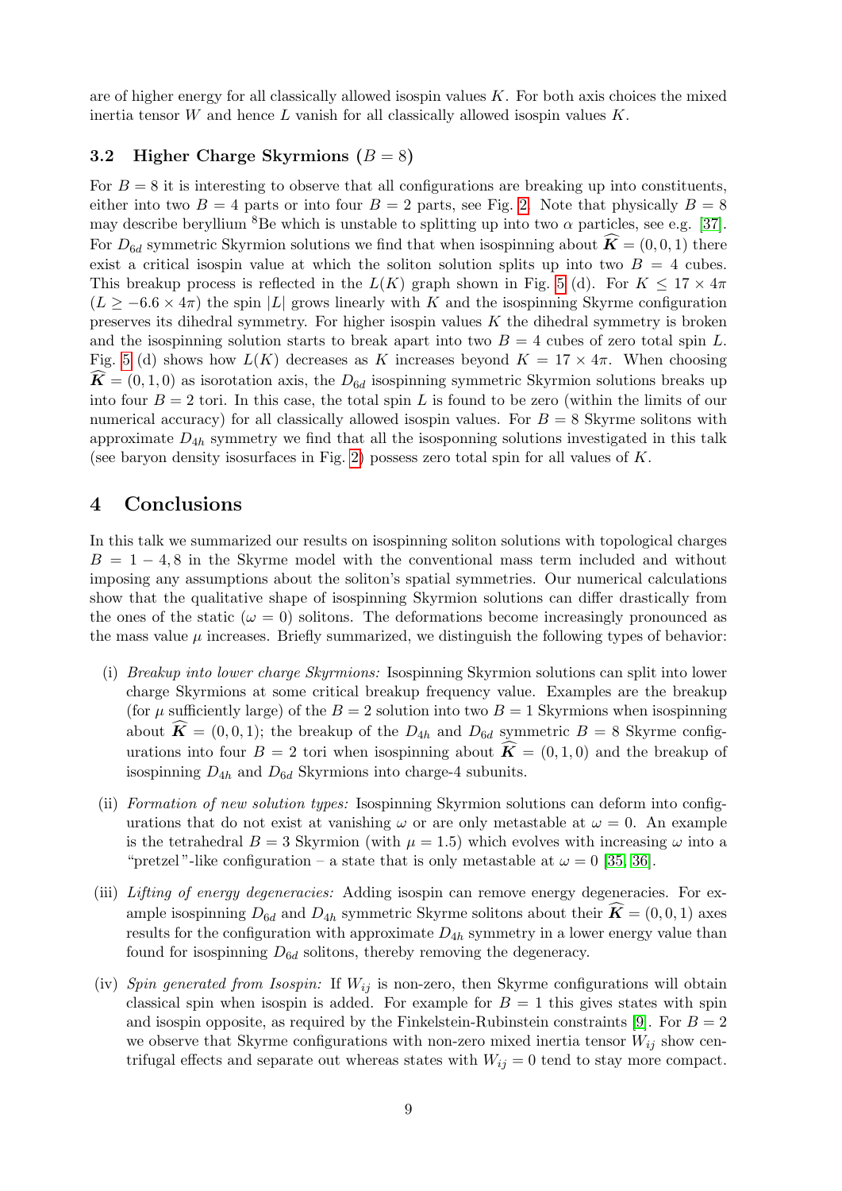are of higher energy for all classically allowed isospin values $K$. For both axis choices the mixed inertia tensor $W$ and hence $L$ vanish for all classically allowed isospin values $K$.

### 3.2 Higher Charge Skyrmions ($B = 8$)

For $B = 8$ it is interesting to observe that all configurations are breaking up into constituents, either into two $B = 4$ parts or into four $B = 2$ parts, see Fig. 2. Note that physically $B = 8$ may describe beryllium $^8$Be which is unstable to splitting up into two $\alpha$ particles, see e.g. [37]. For $D_{6d}$ symmetric Skyrmion solutions we find that when isospinning about $\widehat{\boldsymbol{K}} = (0, 0, 1)$ there exist a critical isospin value at which the soliton solution splits up into two $B = 4$ cubes. This breakup process is reflected in the $L(K)$ graph shown in Fig. 5 (d). For $K \leq 17 \times 4\pi$ ($L \geq -6.6 \times 4\pi$) the spin $|L|$ grows linearly with $K$ and the isospinning Skyrme configuration preserves its dihedral symmetry. For higher isospin values $K$ the dihedral symmetry is broken and the isospinning solution starts to break apart into two $B = 4$ cubes of zero total spin $L$. Fig. 5 (d) shows how $L(K)$ decreases as $K$ increases beyond $K = 17 \times 4\pi$. When choosing $\widehat{\boldsymbol{K}} = (0, 1, 0)$ as isorotation axis, the $D_{6d}$ isospinning symmetric Skyrmion solutions breaks up into four $B = 2$ tori. In this case, the total spin $L$ is found to be zero (within the limits of our numerical accuracy) for all classically allowed isospin values. For $B = 8$ Skyrme solitons with approximate $D_{4h}$ symmetry we find that all the isosponning solutions investigated in this talk (see baryon density isosurfaces in Fig. 2) possess zero total spin for all values of $K$.

## 4 Conclusions

In this talk we summarized our results on isospinning soliton solutions with topological charges $B = 1 - 4, 8$ in the Skyrme model with the conventional mass term included and without imposing any assumptions about the soliton's spatial symmetries. Our numerical calculations show that the qualitative shape of isospinning Skyrmion solutions can differ drastically from the ones of the static ($\omega = 0$) solitons. The deformations become increasingly pronounced as the mass value $\mu$ increases. Briefly summarized, we distinguish the following types of behavior:

(i) *Breakup into lower charge Skyrmions:* Isospinning Skyrmion solutions can split into lower charge Skyrmions at some critical breakup frequency value. Examples are the breakup (for $\mu$ sufficiently large) of the $B = 2$ solution into two $B = 1$ Skyrmions when isospinning about $\widehat{\boldsymbol{K}} = (0, 0, 1)$; the breakup of the $D_{4h}$ and $D_{6d}$ symmetric $B = 8$ Skyrme configurations into four $B = 2$ tori when isospinning about $\widehat{\boldsymbol{K}} = (0, 1, 0)$ and the breakup of isospinning $D_{4h}$ and $D_{6d}$ Skyrmions into charge-4 subunits.

(ii) *Formation of new solution types:* Isospinning Skyrmion solutions can deform into configurations that do not exist at vanishing $\omega$ or are only metastable at $\omega = 0$. An example is the tetrahedral $B = 3$ Skyrmion (with $\mu = 1.5$) which evolves with increasing $\omega$ into a "pretzel"-like configuration – a state that is only metastable at $\omega = 0$ [35, 36].

(iii) *Lifting of energy degeneracies:* Adding isospin can remove energy degeneracies. For example isospinning $D_{6d}$ and $D_{4h}$ symmetric Skyrme solitons about their $\widehat{\boldsymbol{K}} = (0, 0, 1)$ axes results for the configuration with approximate $D_{4h}$ symmetry in a lower energy value than found for isospinning $D_{6d}$ solitons, thereby removing the degeneracy.

(iv) *Spin generated from Isospin:* If $W_{ij}$ is non-zero, then Skyrme configurations will obtain classical spin when isospin is added. For example for $B = 1$ this gives states with spin and isospin opposite, as required by the Finkelstein-Rubinstein constraints [9]. For $B = 2$ we observe that Skyrme configurations with non-zero mixed inertia tensor $W_{ij}$ show centrifugal effects and separate out whereas states with $W_{ij} = 0$ tend to stay more compact.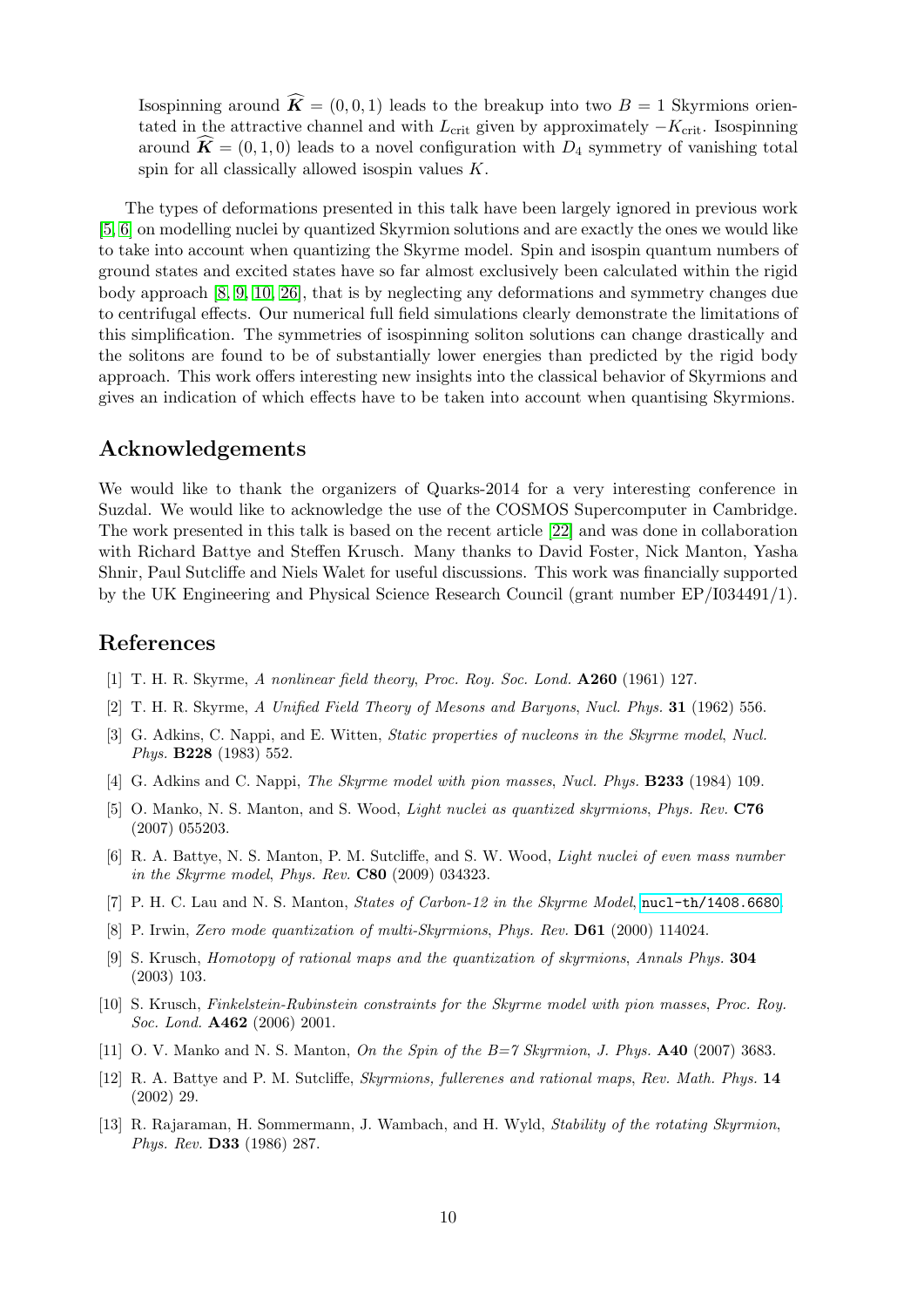Isospinning around $\widehat{\boldsymbol{K}} = (0, 0, 1)$ leads to the breakup into two $B = 1$ Skyrmions orientated in the attractive channel and with $L_{\mathrm{crit}}$ given by approximately $-K_{\mathrm{crit}}$. Isospinning around $\widehat{\boldsymbol{K}} = (0, 1, 0)$ leads to a novel configuration with $D_4$ symmetry of vanishing total spin for all classically allowed isospin values $K$.

The types of deformations presented in this talk have been largely ignored in previous work [5, 6] on modelling nuclei by quantized Skyrmion solutions and are exactly the ones we would like to take into account when quantizing the Skyrme model. Spin and isospin quantum numbers of ground states and excited states have so far almost exclusively been calculated within the rigid body approach [8, 9, 10, 26], that is by neglecting any deformations and symmetry changes due to centrifugal effects. Our numerical full field simulations clearly demonstrate the limitations of this simplification. The symmetries of isospinning soliton solutions can change drastically and the solitons are found to be of substantially lower energies than predicted by the rigid body approach. This work offers interesting new insights into the classical behavior of Skyrmions and gives an indication of which effects have to be taken into account when quantising Skyrmions.

## Acknowledgements

We would like to thank the organizers of Quarks-2014 for a very interesting conference in Suzdal. We would like to acknowledge the use of the COSMOS Supercomputer in Cambridge. The work presented in this talk is based on the recent article [22] and was done in collaboration with Richard Battye and Steffen Krusch. Many thanks to David Foster, Nick Manton, Yasha Shnir, Paul Sutcliffe and Niels Walet for useful discussions. This work was financially supported by the UK Engineering and Physical Science Research Council (grant number EP/I034491/1).

## References

[1] T. H. R. Skyrme, *A nonlinear field theory*, *Proc. Roy. Soc. Lond.* **A260** (1961) 127.

[2] T. H. R. Skyrme, *A Unified Field Theory of Mesons and Baryons*, *Nucl. Phys.* **31** (1962) 556.

[3] G. Adkins, C. Nappi, and E. Witten, *Static properties of nucleons in the Skyrme model*, *Nucl. Phys.* **B228** (1983) 552.

[4] G. Adkins and C. Nappi, *The Skyrme model with pion masses*, *Nucl. Phys.* **B233** (1984) 109.

[5] O. Manko, N. S. Manton, and S. Wood, *Light nuclei as quantized skyrmions*, *Phys. Rev.* **C76** (2007) 055203.

[6] R. A. Battye, N. S. Manton, P. M. Sutcliffe, and S. W. Wood, *Light nuclei of even mass number in the Skyrme model*, *Phys. Rev.* **C80** (2009) 034323.

[7] P. H. C. Lau and N. S. Manton, *States of Carbon-12 in the Skyrme Model*, nucl-th/1408.6680.

[8] P. Irwin, *Zero mode quantization of multi-Skyrmions*, *Phys. Rev.* **D61** (2000) 114024.

[9] S. Krusch, *Homotopy of rational maps and the quantization of skyrmions*, *Annals Phys.* **304** (2003) 103.

[10] S. Krusch, *Finkelstein-Rubinstein constraints for the Skyrme model with pion masses*, *Proc. Roy. Soc. Lond.* **A462** (2006) 2001.

[11] O. V. Manko and N. S. Manton, *On the Spin of the B=7 Skyrmion*, *J. Phys.* **A40** (2007) 3683.

[12] R. A. Battye and P. M. Sutcliffe, *Skyrmions, fullerenes and rational maps*, *Rev. Math. Phys.* **14** (2002) 29.

[13] R. Rajaraman, H. Sommermann, J. Wambach, and H. Wyld, *Stability of the rotating Skyrmion*, *Phys. Rev.* **D33** (1986) 287.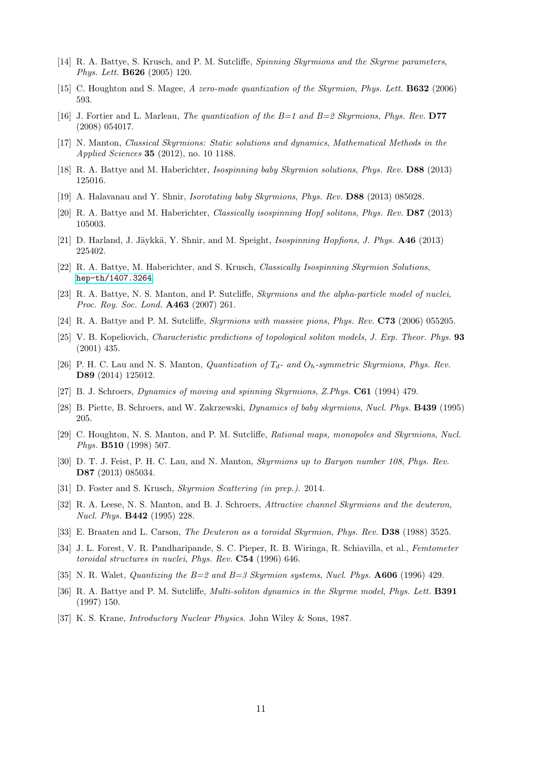[14] R. A. Battye, S. Krusch, and P. M. Sutcliffe, *Spinning Skyrmions and the Skyrme parameters*, *Phys. Lett.* **B626** (2005) 120.

[15] C. Houghton and S. Magee, *A zero-mode quantization of the Skyrmion*, *Phys. Lett.* **B632** (2006) 593.

[16] J. Fortier and L. Marleau, *The quantization of the B=1 and B=2 Skyrmions*, *Phys. Rev.* **D77** (2008) 054017.

[17] N. Manton, *Classical Skyrmions: Static solutions and dynamics*, *Mathematical Methods in the Applied Sciences* **35** (2012), no. 10 1188.

[18] R. A. Battye and M. Haberichter, *Isospinning baby Skyrmion solutions*, *Phys. Rev.* **D88** (2013) 125016.

[19] A. Halavanau and Y. Shnir, *Isorotating baby Skyrmions*, *Phys. Rev.* **D88** (2013) 085028.

[20] R. A. Battye and M. Haberichter, *Classically isospinning Hopf solitons*, *Phys. Rev.* **D87** (2013) 105003.

[21] D. Harland, J. Jäykkä, Y. Shnir, and M. Speight, *Isospinning Hopfions*, *J. Phys.* **A46** (2013) 225402.

[22] R. A. Battye, M. Haberichter, and S. Krusch, *Classically Isospinning Skyrmion Solutions*, hep-th/1407.3264.

[23] R. A. Battye, N. S. Manton, and P. Sutcliffe, *Skyrmions and the alpha-particle model of nuclei*, *Proc. Roy. Soc. Lond.* **A463** (2007) 261.

[24] R. A. Battye and P. M. Sutcliffe, *Skyrmions with massive pions*, *Phys. Rev.* **C73** (2006) 055205.

[25] V. B. Kopeliovich, *Characteristic predictions of topological soliton models*, *J. Exp. Theor. Phys.* **93** (2001) 435.

[26] P. H. C. Lau and N. S. Manton, *Quantization of $T_d$- and $O_h$-symmetric Skyrmions*, *Phys. Rev.* **D89** (2014) 125012.

[27] B. J. Schroers, *Dynamics of moving and spinning Skyrmions*, *Z.Phys.* **C61** (1994) 479.

[28] B. Piette, B. Schroers, and W. Zakrzewski, *Dynamics of baby skyrmions*, *Nucl. Phys.* **B439** (1995) 205.

[29] C. Houghton, N. S. Manton, and P. M. Sutcliffe, *Rational maps, monopoles and Skyrmions*, *Nucl. Phys.* **B510** (1998) 507.

[30] D. T. J. Feist, P. H. C. Lau, and N. Manton, *Skyrmions up to Baryon number 108*, *Phys. Rev.* **D87** (2013) 085034.

[31] D. Foster and S. Krusch, *Skyrmion Scattering (in prep.)*. 2014.

[32] R. A. Leese, N. S. Manton, and B. J. Schroers, *Attractive channel Skyrmions and the deuteron*, *Nucl. Phys.* **B442** (1995) 228.

[33] E. Braaten and L. Carson, *The Deuteron as a toroidal Skyrmion*, *Phys. Rev.* **D38** (1988) 3525.

[34] J. L. Forest, V. R. Pandharipande, S. C. Pieper, R. B. Wiringa, R. Schiavilla, et al., *Femtometer toroidal structures in nuclei*, *Phys. Rev.* **C54** (1996) 646.

[35] N. R. Walet, *Quantizing the B=2 and B=3 Skyrmion systems*, *Nucl. Phys.* **A606** (1996) 429.

[36] R. A. Battye and P. M. Sutcliffe, *Multi-soliton dynamics in the Skyrme model*, *Phys. Lett.* **B391** (1997) 150.

[37] K. S. Krane, *Introductory Nuclear Physics*. John Wiley & Sons, 1987.